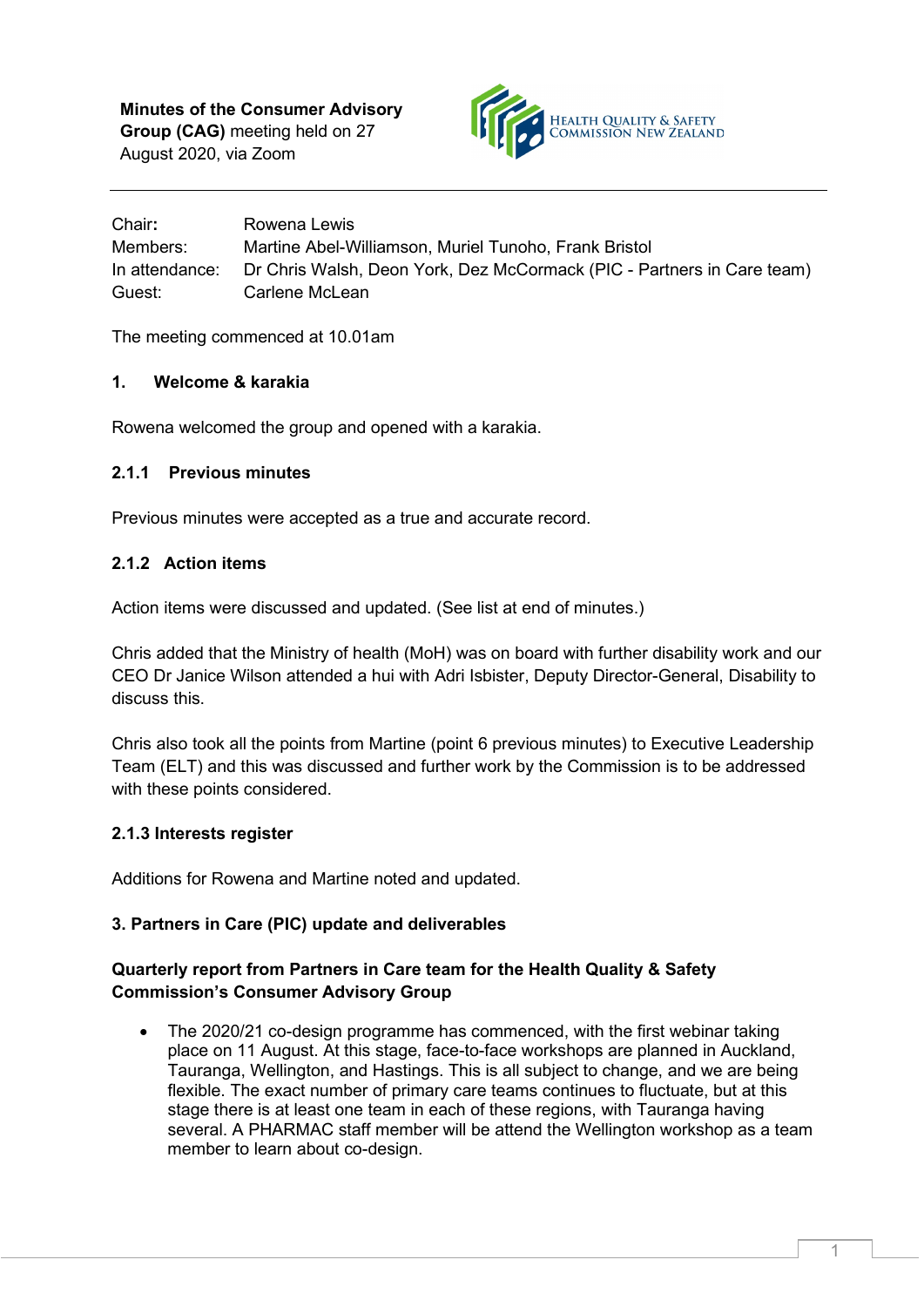**Minutes of the Consumer Advisory Group (CAG)** meeting held on 27 August 2020, via Zoom

HEALTH QUALITY & SAFETY COMMISSION NEW ZEALAND

| | |
|---|---|
| Chair**:** | Rowena Lewis |
| Members: | Martine Abel-Williamson, Muriel Tunoho, Frank Bristol |
| In attendance: | Dr Chris Walsh, Deon York, Dez McCormack (PIC - Partners in Care team) |
| Guest: | Carlene McLean |

The meeting commenced at 10.01am

### 1. Welcome & karakia

Rowena welcomed the group and opened with a karakia.

### 2.1.1 Previous minutes

Previous minutes were accepted as a true and accurate record.

### 2.1.2 Action items

Action items were discussed and updated. (See list at end of minutes.)

Chris added that the Ministry of health (MoH) was on board with further disability work and our CEO Dr Janice Wilson attended a hui with Adri Isbister, Deputy Director-General, Disability to discuss this.

Chris also took all the points from Martine (point 6 previous minutes) to Executive Leadership Team (ELT) and this was discussed and further work by the Commission is to be addressed with these points considered.

### 2.1.3 Interests register

Additions for Rowena and Martine noted and updated.

### 3. Partners in Care (PIC) update and deliverables

**Quarterly report from Partners in Care team for the Health Quality & Safety Commission's Consumer Advisory Group**

- The 2020/21 co-design programme has commenced, with the first webinar taking place on 11 August. At this stage, face-to-face workshops are planned in Auckland, Tauranga, Wellington, and Hastings. This is all subject to change, and we are being flexible. The exact number of primary care teams continues to fluctuate, but at this stage there is at least one team in each of these regions, with Tauranga having several. A PHARMAC staff member will be attend the Wellington workshop as a team member to learn about co-design.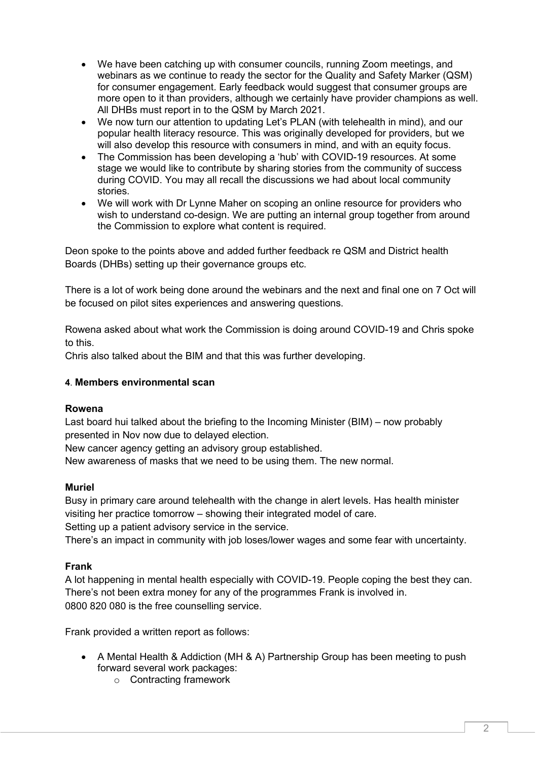- We have been catching up with consumer councils, running Zoom meetings, and webinars as we continue to ready the sector for the Quality and Safety Marker (QSM) for consumer engagement. Early feedback would suggest that consumer groups are more open to it than providers, although we certainly have provider champions as well. All DHBs must report in to the QSM by March 2021.
- We now turn our attention to updating Let's PLAN (with telehealth in mind), and our popular health literacy resource. This was originally developed for providers, but we will also develop this resource with consumers in mind, and with an equity focus.
- The Commission has been developing a 'hub' with COVID-19 resources. At some stage we would like to contribute by sharing stories from the community of success during COVID. You may all recall the discussions we had about local community stories.
- We will work with Dr Lynne Maher on scoping an online resource for providers who wish to understand co-design. We are putting an internal group together from around the Commission to explore what content is required.

Deon spoke to the points above and added further feedback re QSM and District health Boards (DHBs) setting up their governance groups etc.

There is a lot of work being done around the webinars and the next and final one on 7 Oct will be focused on pilot sites experiences and answering questions.

Rowena asked about what work the Commission is doing around COVID-19 and Chris spoke to this.
Chris also talked about the BIM and that this was further developing.

#### 4. Members environmental scan

**Rowena**

Last board hui talked about the briefing to the Incoming Minister (BIM) – now probably presented in Nov now due to delayed election.
New cancer agency getting an advisory group established.
New awareness of masks that we need to be using them. The new normal.

**Muriel**

Busy in primary care around telehealth with the change in alert levels. Has health minister visiting her practice tomorrow – showing their integrated model of care.
Setting up a patient advisory service in the service.
There's an impact in community with job loses/lower wages and some fear with uncertainty.

**Frank**

A lot happening in mental health especially with COVID-19. People coping the best they can.
There's not been extra money for any of the programmes Frank is involved in.
0800 820 080 is the free counselling service.

Frank provided a written report as follows:

- A Mental Health & Addiction (MH & A) Partnership Group has been meeting to push forward several work packages:
  - Contracting framework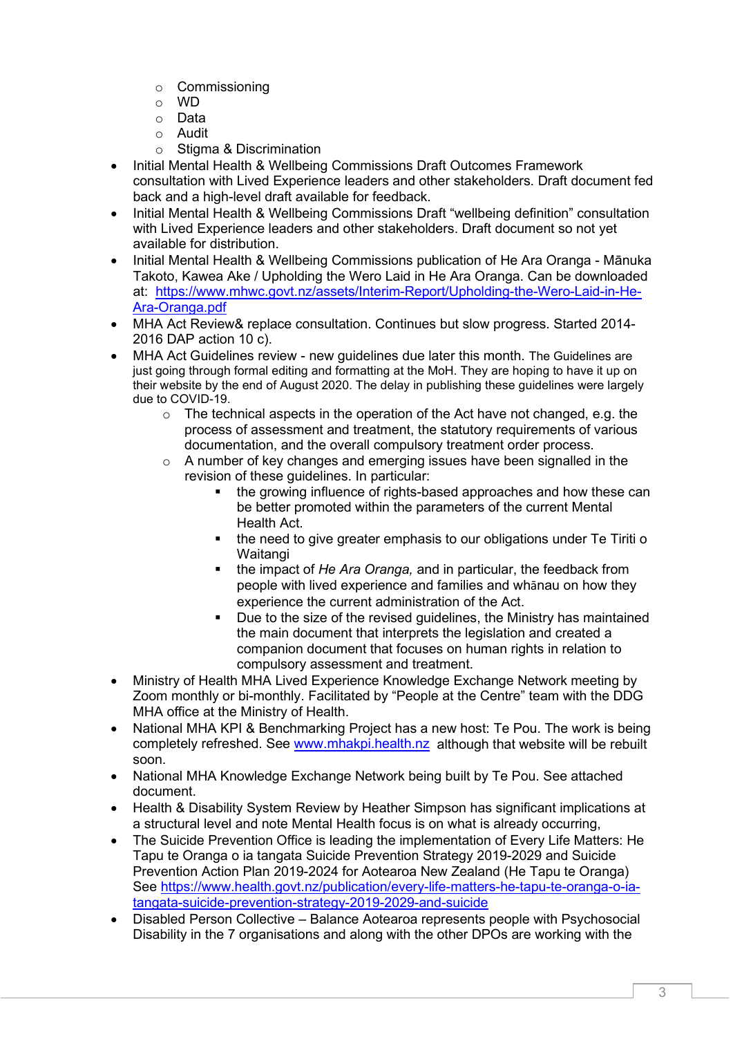- Commissioning
  - WD
  - Data
  - Audit
  - Stigma & Discrimination
- Initial Mental Health & Wellbeing Commissions Draft Outcomes Framework consultation with Lived Experience leaders and other stakeholders. Draft document fed back and a high-level draft available for feedback.
- Initial Mental Health & Wellbeing Commissions Draft "wellbeing definition" consultation with Lived Experience leaders and other stakeholders. Draft document so not yet available for distribution.
- Initial Mental Health & Wellbeing Commissions publication of He Ara Oranga - Mānuka Takoto, Kawea Ake / Upholding the Wero Laid in He Ara Oranga. Can be downloaded at: [https://www.mhwc.govt.nz/assets/Interim-Report/Upholding-the-Wero-Laid-in-He-Ara-Oranga.pdf](https://www.mhwc.govt.nz/assets/Interim-Report/Upholding-the-Wero-Laid-in-He-Ara-Oranga.pdf)
- MHA Act Review& replace consultation. Continues but slow progress. Started 2014-2016 DAP action 10 c).
- MHA Act Guidelines review - new guidelines due later this month. The Guidelines are just going through formal editing and formatting at the MoH. They are hoping to have it up on their website by the end of August 2020. The delay in publishing these guidelines were largely due to COVID-19.
  - The technical aspects in the operation of the Act have not changed, e.g. the process of assessment and treatment, the statutory requirements of various documentation, and the overall compulsory treatment order process.
  - A number of key changes and emerging issues have been signalled in the revision of these guidelines. In particular:
    - the growing influence of rights-based approaches and how these can be better promoted within the parameters of the current Mental Health Act.
    - the need to give greater emphasis to our obligations under Te Tiriti o Waitangi
    - the impact of *He Ara Oranga,* and in particular, the feedback from people with lived experience and families and whānau on how they experience the current administration of the Act.
    - Due to the size of the revised guidelines, the Ministry has maintained the main document that interprets the legislation and created a companion document that focuses on human rights in relation to compulsory assessment and treatment.
- Ministry of Health MHA Lived Experience Knowledge Exchange Network meeting by Zoom monthly or bi-monthly. Facilitated by "People at the Centre" team with the DDG MHA office at the Ministry of Health.
- National MHA KPI & Benchmarking Project has a new host: Te Pou. The work is being completely refreshed. See [www.mhakpi.health.nz](www.mhakpi.health.nz) although that website will be rebuilt soon.
- National MHA Knowledge Exchange Network being built by Te Pou. See attached document.
- Health & Disability System Review by Heather Simpson has significant implications at a structural level and note Mental Health focus is on what is already occurring,
- The Suicide Prevention Office is leading the implementation of Every Life Matters: He Tapu te Oranga o ia tangata Suicide Prevention Strategy 2019-2029 and Suicide Prevention Action Plan 2019-2024 for Aotearoa New Zealand (He Tapu te Oranga) See [https://www.health.govt.nz/publication/every-life-matters-he-tapu-te-oranga-o-ia-tangata-suicide-prevention-strategy-2019-2029-and-suicide](https://www.health.govt.nz/publication/every-life-matters-he-tapu-te-oranga-o-ia-tangata-suicide-prevention-strategy-2019-2029-and-suicide)
- Disabled Person Collective – Balance Aotearoa represents people with Psychosocial Disability in the 7 organisations and along with the other DPOs are working with the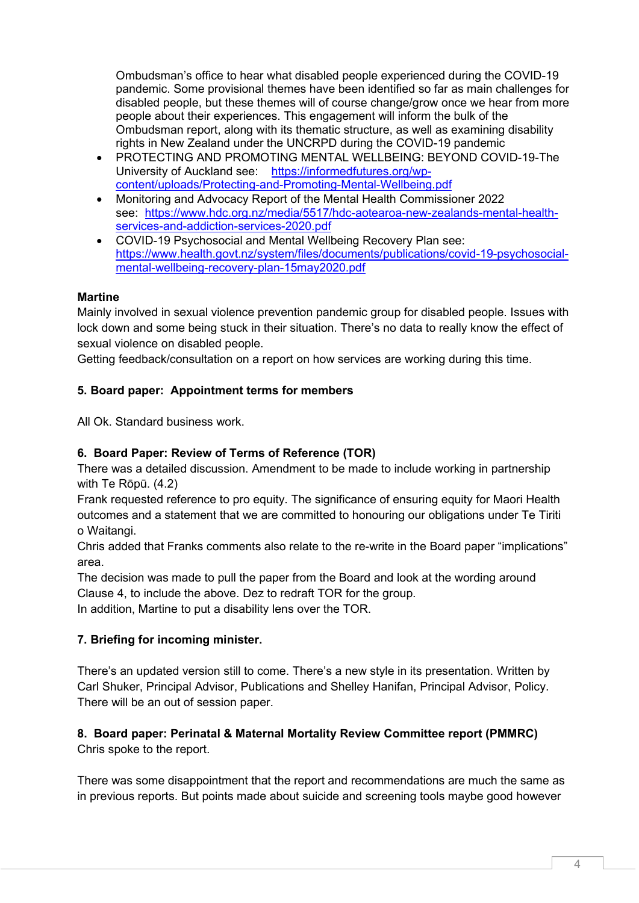Ombudsman's office to hear what disabled people experienced during the COVID-19 pandemic. Some provisional themes have been identified so far as main challenges for disabled people, but these themes will of course change/grow once we hear from more people about their experiences. This engagement will inform the bulk of the Ombudsman report, along with its thematic structure, as well as examining disability rights in New Zealand under the UNCRPD during the COVID-19 pandemic

- PROTECTING AND PROMOTING MENTAL WELLBEING: BEYOND COVID-19-The University of Auckland see: https://informedfutures.org/wp-content/uploads/Protecting-and-Promoting-Mental-Wellbeing.pdf
- Monitoring and Advocacy Report of the Mental Health Commissioner 2022 see: https://www.hdc.org.nz/media/5517/hdc-aotearoa-new-zealands-mental-health-services-and-addiction-services-2020.pdf
- COVID-19 Psychosocial and Mental Wellbeing Recovery Plan see: https://www.health.govt.nz/system/files/documents/publications/covid-19-psychosocial-mental-wellbeing-recovery-plan-15may2020.pdf

**Martine**
Mainly involved in sexual violence prevention pandemic group for disabled people. Issues with lock down and some being stuck in their situation. There's no data to really know the effect of sexual violence on disabled people.
Getting feedback/consultation on a report on how services are working during this time.

**5. Board paper: Appointment terms for members**

All Ok. Standard business work.

**6. Board Paper: Review of Terms of Reference (TOR)**
There was a detailed discussion. Amendment to be made to include working in partnership with Te Rōpū. (4.2)
Frank requested reference to pro equity. The significance of ensuring equity for Maori Health outcomes and a statement that we are committed to honouring our obligations under Te Tiriti o Waitangi.
Chris added that Franks comments also relate to the re-write in the Board paper "implications" area.
The decision was made to pull the paper from the Board and look at the wording around Clause 4, to include the above. Dez to redraft TOR for the group.
In addition, Martine to put a disability lens over the TOR.

**7. Briefing for incoming minister.**

There's an updated version still to come. There's a new style in its presentation. Written by Carl Shuker, Principal Advisor, Publications and Shelley Hanifan, Principal Advisor, Policy. There will be an out of session paper.

**8. Board paper: Perinatal & Maternal Mortality Review Committee report (PMMRC)**
Chris spoke to the report.

There was some disappointment that the report and recommendations are much the same as in previous reports. But points made about suicide and screening tools maybe good however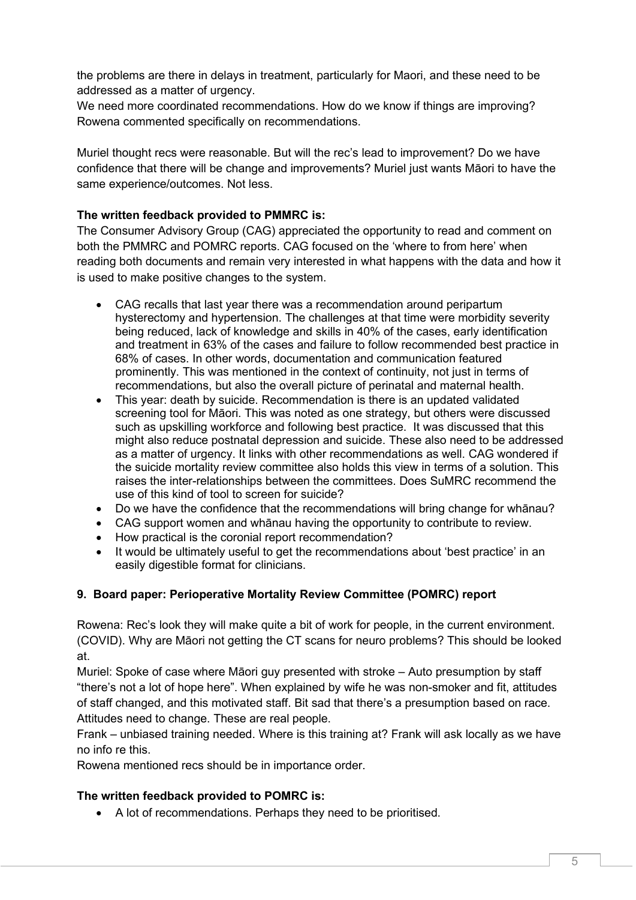the problems are there in delays in treatment, particularly for Maori, and these need to be addressed as a matter of urgency.
We need more coordinated recommendations. How do we know if things are improving? Rowena commented specifically on recommendations.

Muriel thought recs were reasonable. But will the rec's lead to improvement? Do we have confidence that there will be change and improvements? Muriel just wants Māori to have the same experience/outcomes. Not less.

**The written feedback provided to PMMRC is:**
The Consumer Advisory Group (CAG) appreciated the opportunity to read and comment on both the PMMRC and POMRC reports. CAG focused on the 'where to from here' when reading both documents and remain very interested in what happens with the data and how it is used to make positive changes to the system.

- CAG recalls that last year there was a recommendation around peripartum hysterectomy and hypertension. The challenges at that time were morbidity severity being reduced, lack of knowledge and skills in 40% of the cases, early identification and treatment in 63% of the cases and failure to follow recommended best practice in 68% of cases. In other words, documentation and communication featured prominently. This was mentioned in the context of continuity, not just in terms of recommendations, but also the overall picture of perinatal and maternal health.
- This year: death by suicide. Recommendation is there is an updated validated screening tool for Māori. This was noted as one strategy, but others were discussed such as upskilling workforce and following best practice. It was discussed that this might also reduce postnatal depression and suicide. These also need to be addressed as a matter of urgency. It links with other recommendations as well. CAG wondered if the suicide mortality review committee also holds this view in terms of a solution. This raises the inter-relationships between the committees. Does SuMRC recommend the use of this kind of tool to screen for suicide?
- Do we have the confidence that the recommendations will bring change for whānau?
- CAG support women and whānau having the opportunity to contribute to review.
- How practical is the coronial report recommendation?
- It would be ultimately useful to get the recommendations about 'best practice' in an easily digestible format for clinicians.

## 9. Board paper: Perioperative Mortality Review Committee (POMRC) report

Rowena: Rec's look they will make quite a bit of work for people, in the current environment. (COVID). Why are Māori not getting the CT scans for neuro problems? This should be looked at.
Muriel: Spoke of case where Māori guy presented with stroke – Auto presumption by staff "there's not a lot of hope here". When explained by wife he was non-smoker and fit, attitudes of staff changed, and this motivated staff. Bit sad that there's a presumption based on race. Attitudes need to change. These are real people.
Frank – unbiased training needed. Where is this training at? Frank will ask locally as we have no info re this.
Rowena mentioned recs should be in importance order.

**The written feedback provided to POMRC is:**

- A lot of recommendations. Perhaps they need to be prioritised.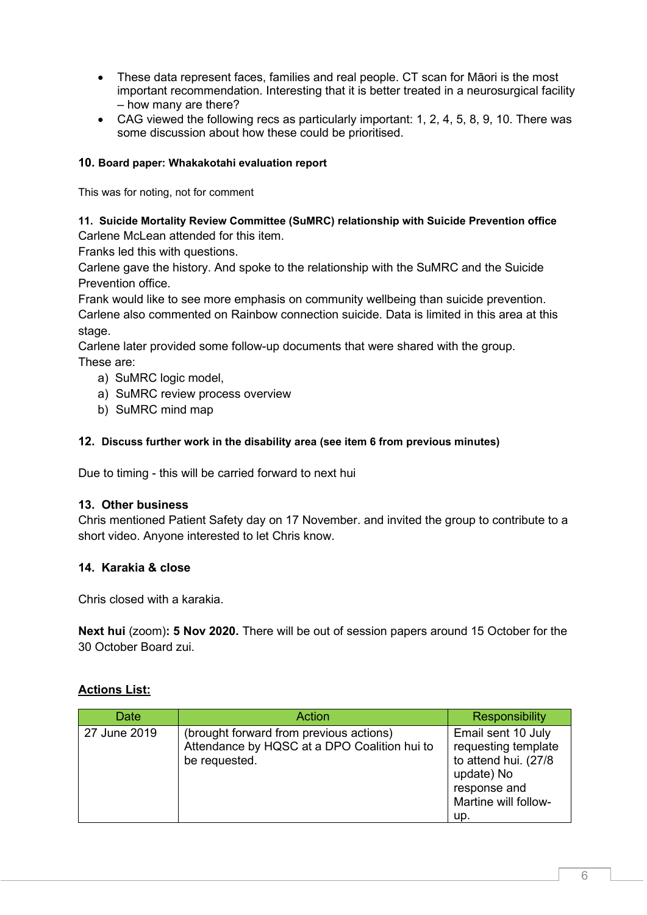- These data represent faces, families and real people. CT scan for Māori is the most important recommendation. Interesting that it is better treated in a neurosurgical facility – how many are there?
- CAG viewed the following recs as particularly important: 1, 2, 4, 5, 8, 9, 10. There was some discussion about how these could be prioritised.

### 10. Board paper: Whakakotahi evaluation report

This was for noting, not for comment

### 11. Suicide Mortality Review Committee (SuMRC) relationship with Suicide Prevention office

Carlene McLean attended for this item.
Franks led this with questions.
Carlene gave the history. And spoke to the relationship with the SuMRC and the Suicide Prevention office.
Frank would like to see more emphasis on community wellbeing than suicide prevention.
Carlene also commented on Rainbow connection suicide. Data is limited in this area at this stage.
Carlene later provided some follow-up documents that were shared with the group.
These are:

a) SuMRC logic model,
a) SuMRC review process overview
b) SuMRC mind map

### 12. Discuss further work in the disability area (see item 6 from previous minutes)

Due to timing - this will be carried forward to next hui

### 13. Other business

Chris mentioned Patient Safety day on 17 November. and invited the group to contribute to a short video. Anyone interested to let Chris know.

### 14. Karakia & close

Chris closed with a karakia.

**Next hui** (zoom)**: 5 Nov 2020.** There will be out of session papers around 15 October for the 30 October Board zui.

**Actions List:**

| Date | Action | Responsibility |
|---|---|---|
| 27 June 2019 | (brought forward from previous actions) Attendance by HQSC at a DPO Coalition hui to be requested. | Email sent 10 July requesting template to attend hui. (27/8 update) No response and Martine will follow-up. |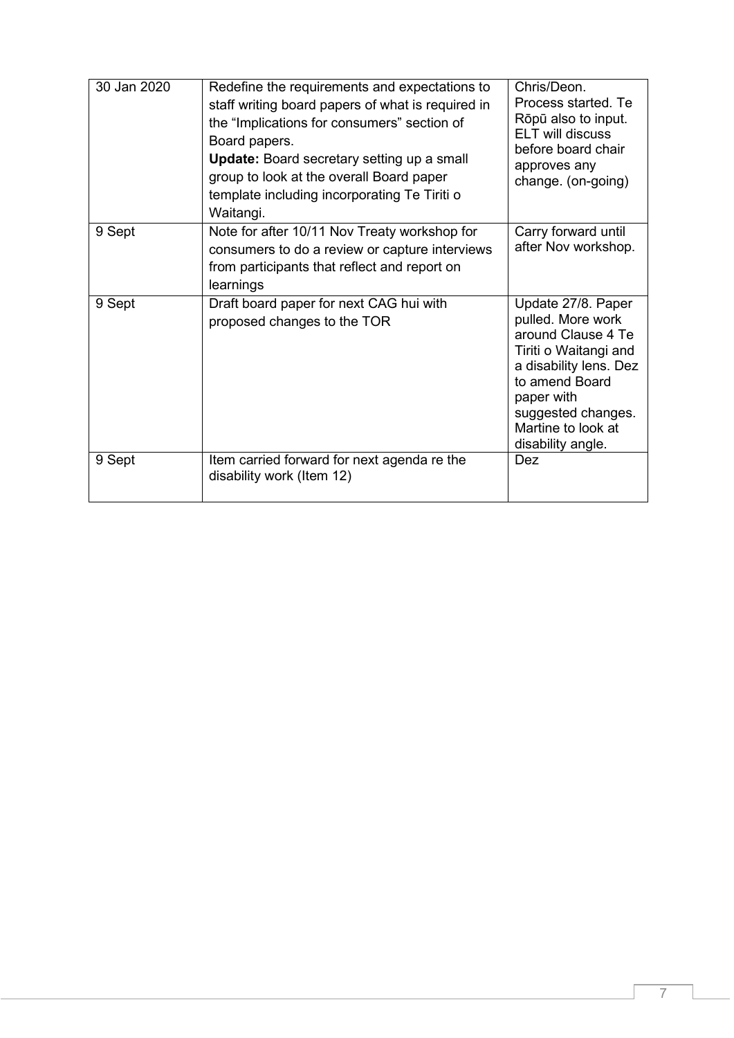| | | |
|---|---|---|
| 30 Jan 2020 | Redefine the requirements and expectations to staff writing board papers of what is required in the "Implications for consumers" section of Board papers.<br>**Update:** Board secretary setting up a small group to look at the overall Board paper template including incorporating Te Tiriti o Waitangi. | Chris/Deon. Process started. Te Rōpū also to input. ELT will discuss before board chair approves any change. (on-going) |
| 9 Sept | Note for after 10/11 Nov Treaty workshop for consumers to do a review or capture interviews from participants that reflect and report on learnings | Carry forward until after Nov workshop. |
| 9 Sept | Draft board paper for next CAG hui with proposed changes to the TOR | Update 27/8. Paper pulled. More work around Clause 4 Te Tiriti o Waitangi and a disability lens. Dez to amend Board paper with suggested changes. Martine to look at disability angle. |
| 9 Sept | Item carried forward for next agenda re the disability work (Item 12) | Dez |